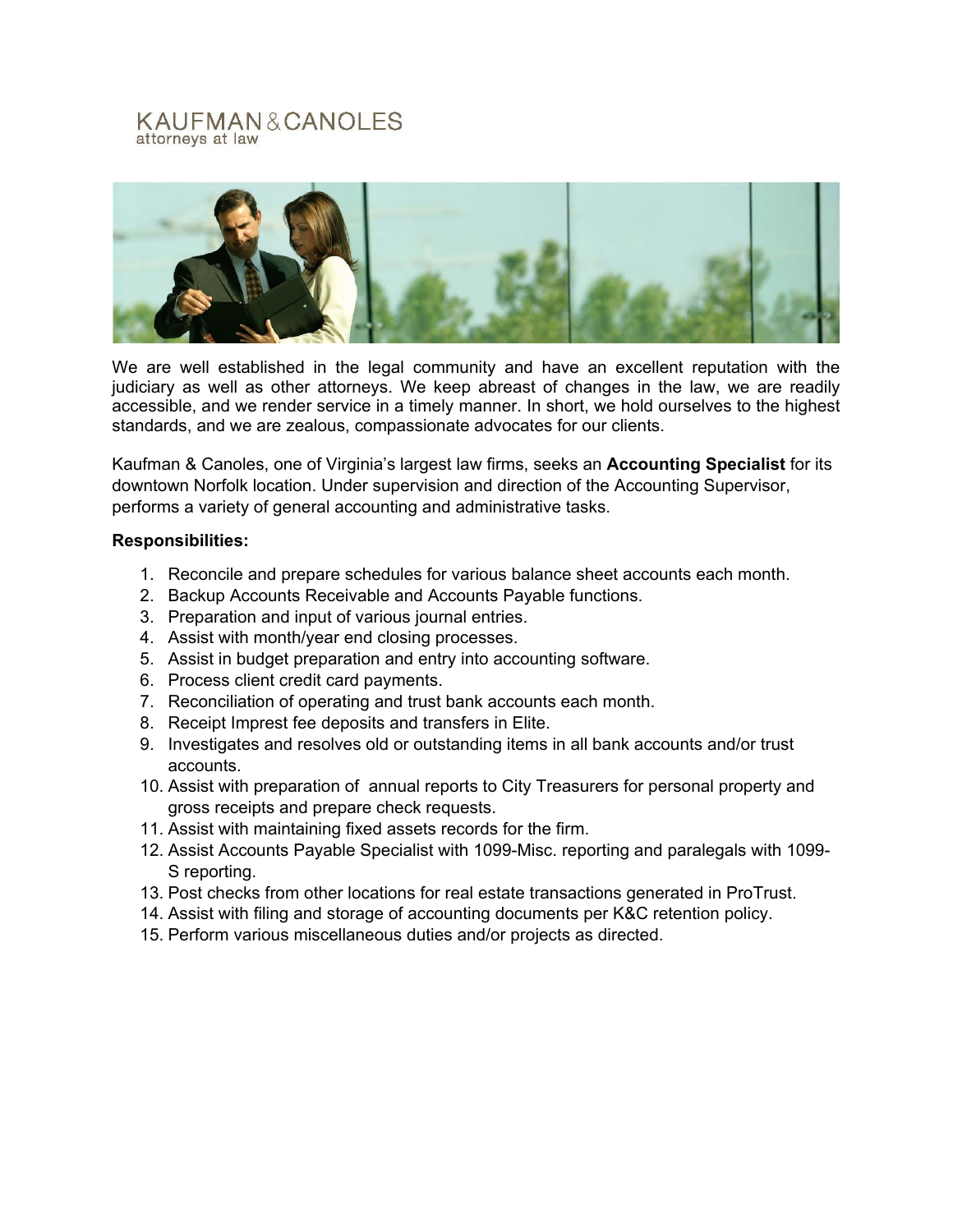KAUFMAN & CANOLES
attorneys at law

We are well established in the legal community and have an excellent reputation with the judiciary as well as other attorneys. We keep abreast of changes in the law, we are readily accessible, and we render service in a timely manner. In short, we hold ourselves to the highest standards, and we are zealous, compassionate advocates for our clients.

Kaufman & Canoles, one of Virginia's largest law firms, seeks an **Accounting Specialist** for its downtown Norfolk location. Under supervision and direction of the Accounting Supervisor, performs a variety of general accounting and administrative tasks.

**Responsibilities:**

1. Reconcile and prepare schedules for various balance sheet accounts each month.
2. Backup Accounts Receivable and Accounts Payable functions.
3. Preparation and input of various journal entries.
4. Assist with month/year end closing processes.
5. Assist in budget preparation and entry into accounting software.
6. Process client credit card payments.
7. Reconciliation of operating and trust bank accounts each month.
8. Receipt Imprest fee deposits and transfers in Elite.
9. Investigates and resolves old or outstanding items in all bank accounts and/or trust accounts.
10. Assist with preparation of annual reports to City Treasurers for personal property and gross receipts and prepare check requests.
11. Assist with maintaining fixed assets records for the firm.
12. Assist Accounts Payable Specialist with 1099-Misc. reporting and paralegals with 1099-S reporting.
13. Post checks from other locations for real estate transactions generated in ProTrust.
14. Assist with filing and storage of accounting documents per K&C retention policy.
15. Perform various miscellaneous duties and/or projects as directed.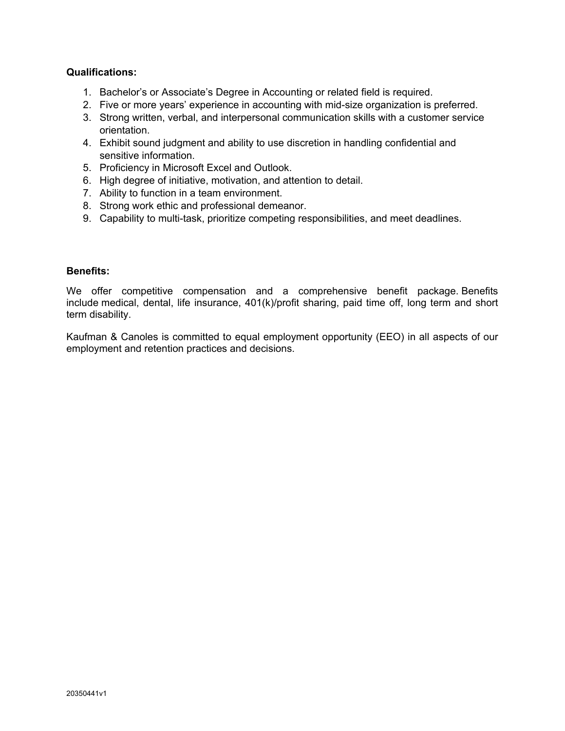**Qualifications:**

1. Bachelor's or Associate's Degree in Accounting or related field is required.
2. Five or more years' experience in accounting with mid-size organization is preferred.
3. Strong written, verbal, and interpersonal communication skills with a customer service orientation.
4. Exhibit sound judgment and ability to use discretion in handling confidential and sensitive information.
5. Proficiency in Microsoft Excel and Outlook.
6. High degree of initiative, motivation, and attention to detail.
7. Ability to function in a team environment.
8. Strong work ethic and professional demeanor.
9. Capability to multi-task, prioritize competing responsibilities, and meet deadlines.

**Benefits:**

We offer competitive compensation and a comprehensive benefit package. Benefits include medical, dental, life insurance, 401(k)/profit sharing, paid time off, long term and short term disability.

Kaufman & Canoles is committed to equal employment opportunity (EEO) in all aspects of our employment and retention practices and decisions.

20350441v1